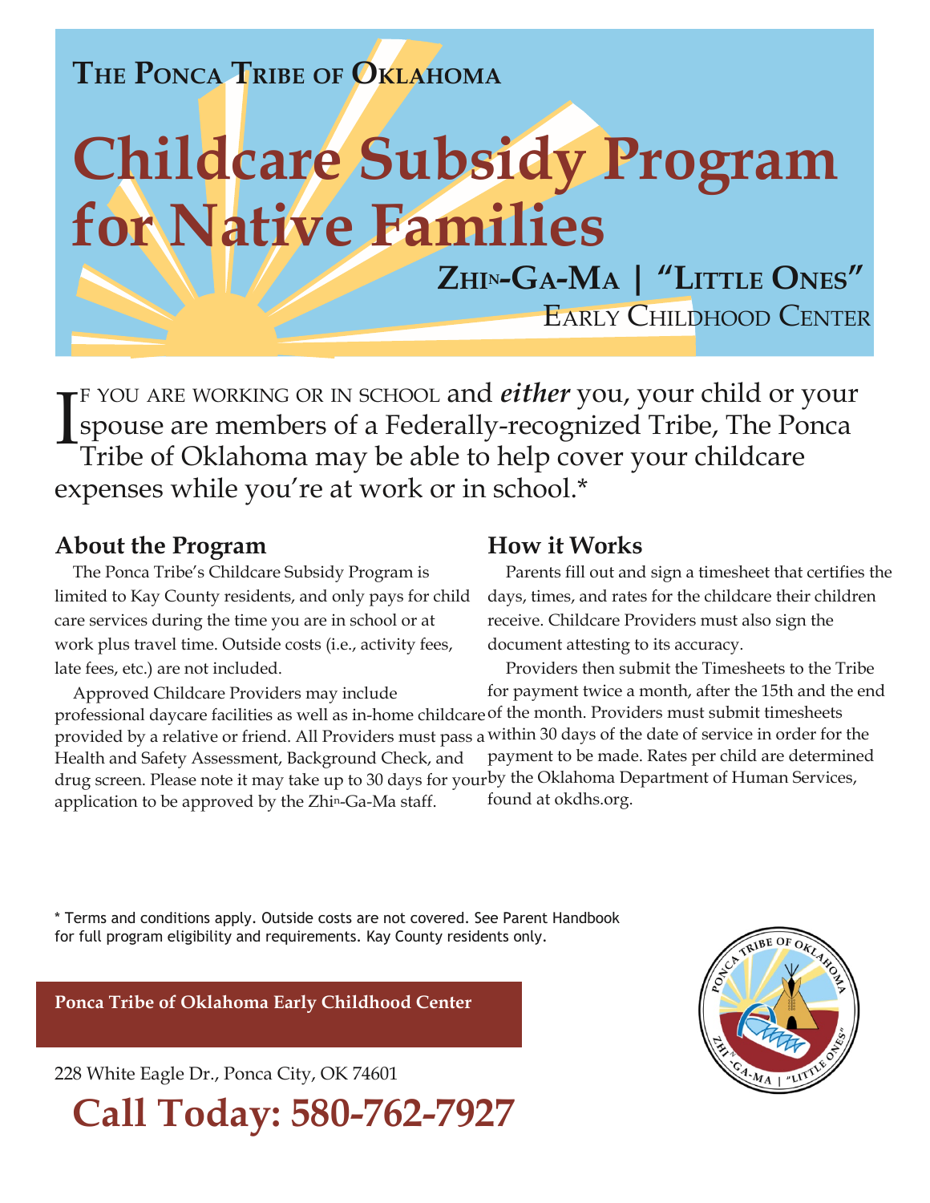**The Ponca Tribe of Oklahoma**

# Childcare Subsidy Program for Native Families

**Zhi$^{n}$-Ga-Ma | "Little Ones"**

Early Childhood Center

If you are working or in school and ***either*** you, your child or your spouse are members of a Federally-recognized Tribe, The Ponca Tribe of Oklahoma may be able to help cover your childcare expenses while you're at work or in school.*

## About the Program

The Ponca Tribe's Childcare Subsidy Program is limited to Kay County residents, and only pays for child care services during the time you are in school or at work plus travel time. Outside costs (i.e., activity fees, late fees, etc.) are not included.

Approved Childcare Providers may include professional daycare facilities as well as in-home childcare provided by a relative or friend. All Providers must pass a Health and Safety Assessment, Background Check, and drug screen. Please note it may take up to 30 days for your application to be approved by the Zhi$^{n}$-Ga-Ma staff.

## How it Works

Parents fill out and sign a timesheet that certifies the days, times, and rates for the childcare their children receive. Childcare Providers must also sign the document attesting to its accuracy.

Providers then submit the Timesheets to the Tribe for payment twice a month, after the 15th and the end of the month. Providers must submit timesheets within 30 days of the date of service in order for the payment to be made. Rates per child are determined by the Oklahoma Department of Human Services, found at okdhs.org.

* Terms and conditions apply. Outside costs are not covered. See Parent Handbook for full program eligibility and requirements. Kay County residents only.

**Ponca Tribe of Oklahoma Early Childhood Center**

228 White Eagle Dr., Ponca City, OK 74601

**Call Today: 580-762-7927**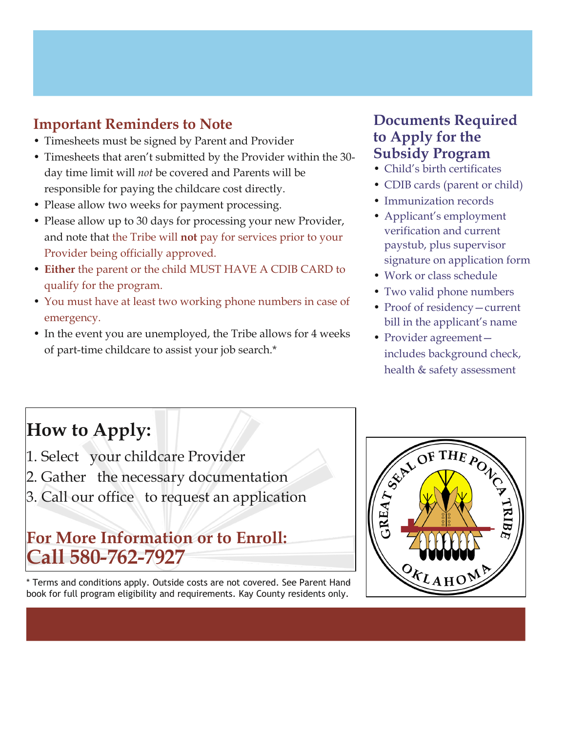## Important Reminders to Note

- Timesheets must be signed by Parent and Provider
- Timesheets that aren't submitted by the Provider within the 30-day time limit will *not* be covered and Parents will be responsible for paying the childcare cost directly.
- Please allow two weeks for payment processing.
- Please allow up to 30 days for processing your new Provider, and note that the Tribe will **not** pay for services prior to your Provider being officially approved.
- **Either** the parent or the child MUST HAVE A CDIB CARD to qualify for the program.
- You must have at least two working phone numbers in case of emergency.
- In the event you are unemployed, the Tribe allows for 4 weeks of part-time childcare to assist your job search.*

## Documents Required to Apply for the Subsidy Program

- Child's birth certificates
- CDIB cards (parent or child)
- Immunization records
- Applicant's employment verification and current paystub, plus supervisor signature on application form
- Work or class schedule
- Two valid phone numbers
- Proof of residency—current bill in the applicant's name
- Provider agreement—includes background check, health & safety assessment

## How to Apply:

1. Select your childcare Provider
2. Gather the necessary documentation
3. Call our office to request an application

## For More Information or to Enroll: Call 580-762-7927

\* Terms and conditions apply. Outside costs are not covered. See Parent Handbook for full program eligibility and requirements. Kay County residents only.

GREAT SEAL OF THE PONCA TRIBE OKLAHOMA